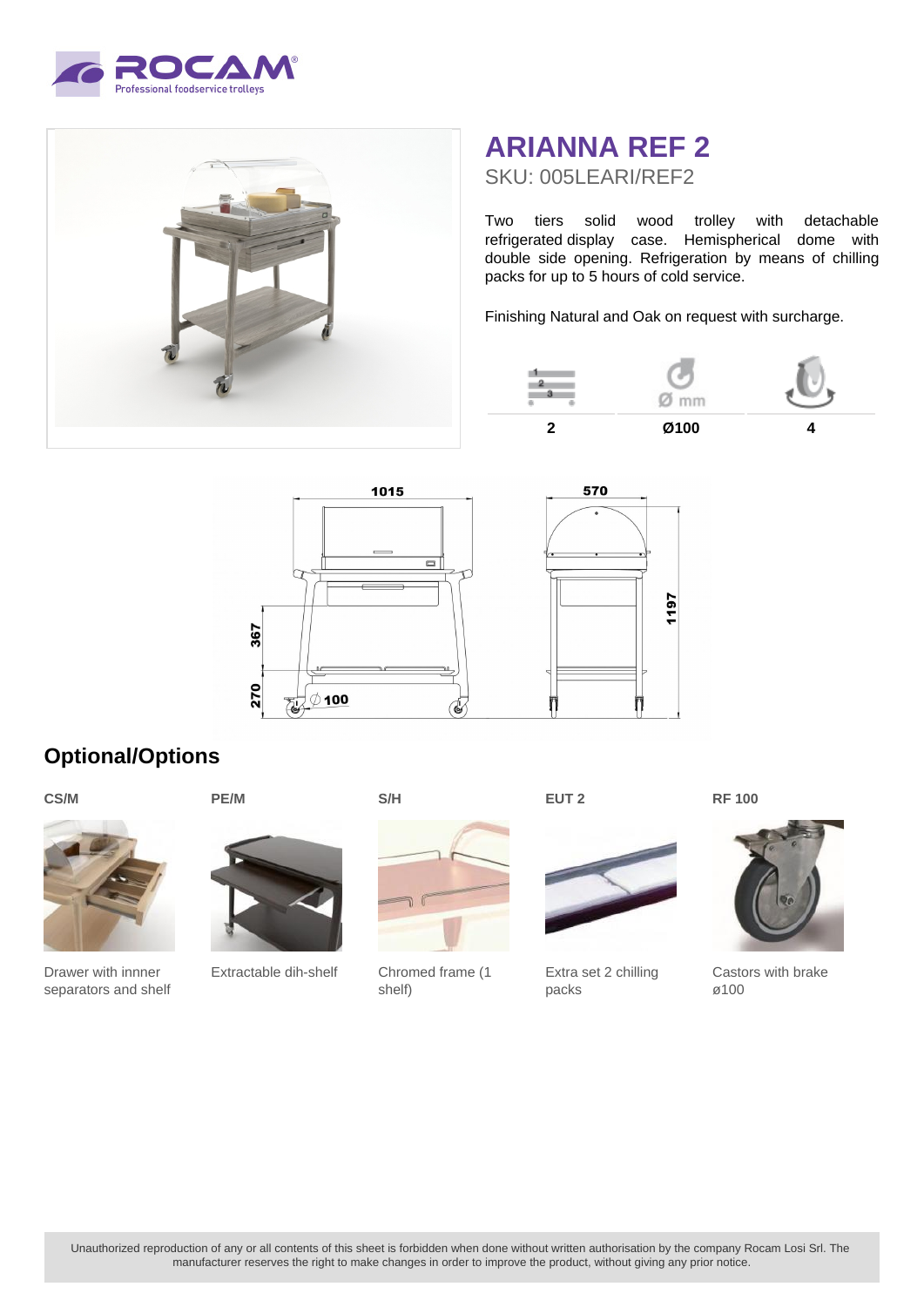# ARIANNA REF 2

SKU: 005LEARI/REF2

Two tiers solid wood trolley with detachable refrigerated display case. Hemispherical dome with double side opening. Refrigeration by means of chilling packs for up to 5 hours of cold service.

Finishing Natural and Oak on request with surcharge.

| Tiers | Ø mm | Castors |
|---|---|---|
| 2 | Ø100 | 4 |

1015

570

1197

367

270

Ø 100

## Optional/Options

**CS/M**

Drawer with innner separators and shelf

**PE/M**

Extractable dih-shelf

**S/H**

Chromed frame (1 shelf)

**EUT 2**

Extra set 2 chilling packs

**RF 100**

Castors with brake ø100

Unauthorized reproduction of any or all contents of this sheet is forbidden when done without written authorisation by the company Rocam Losi Srl. The manufacturer reserves the right to make changes in order to improve the product, without giving any prior notice.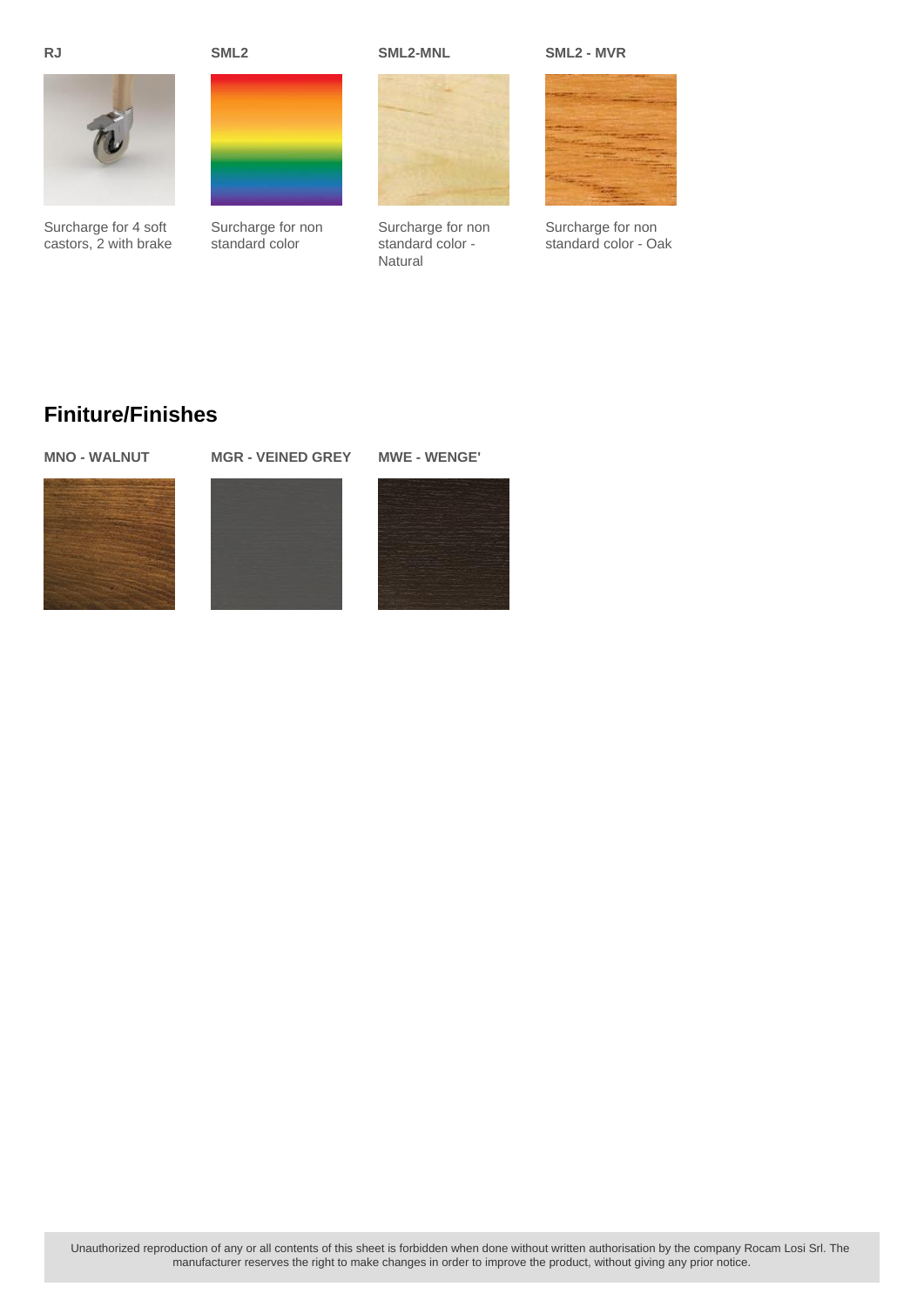**RJ**

Surcharge for 4 soft castors, 2 with brake

**SML2**

Surcharge for non standard color

**SML2-MNL**

Surcharge for non standard color - Natural

**SML2 - MVR**

Surcharge for non standard color - Oak

## Finiture/Finishes

**MNO - WALNUT**

**MGR - VEINED GREY**

**MWE - WENGE'**

Unauthorized reproduction of any or all contents of this sheet is forbidden when done without written authorisation by the company Rocam Losi Srl. The manufacturer reserves the right to make changes in order to improve the product, without giving any prior notice.